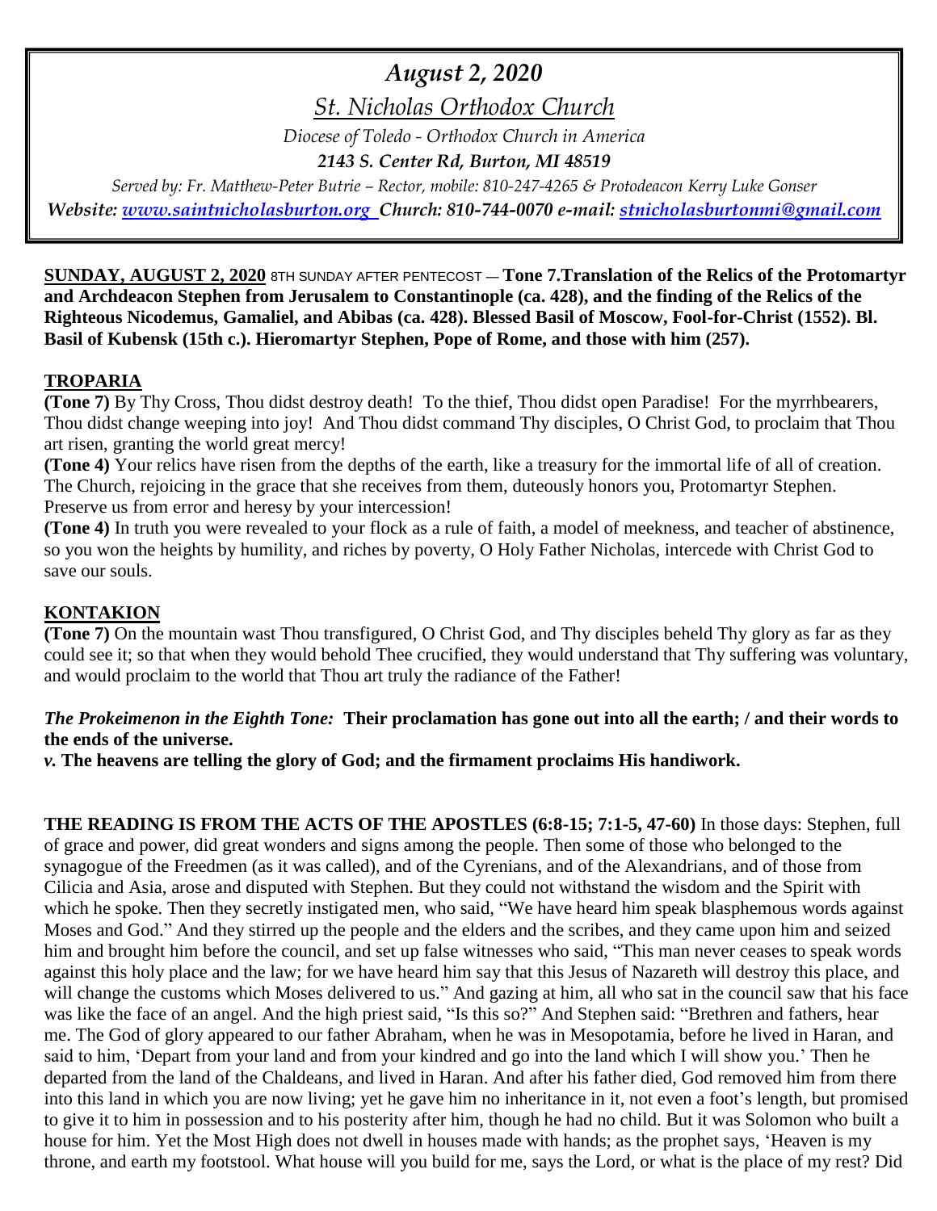# *August 2, 2020*

## *St. Nicholas Orthodox Church*

*Diocese of Toledo - Orthodox Church in America*

***2143 S. Center Rd, Burton, MI 48519***

*Served by: Fr. Matthew-Peter Butrie – Rector, mobile: 810-247-4265 & Protodeacon Kerry Luke Gonser*

***Website: www.saintnicholasburton.org Church: 810-744-0070 e-mail: stnicholasburtonmi@gmail.com***

**SUNDAY, AUGUST 2, 2020** 8TH SUNDAY AFTER PENTECOST — **Tone 7.Translation of the Relics of the Protomartyr and Archdeacon Stephen from Jerusalem to Constantinople (ca. 428), and the finding of the Relics of the Righteous Nicodemus, Gamaliel, and Abibas (ca. 428). Blessed Basil of Moscow, Fool-for-Christ (1552). Bl. Basil of Kubensk (15th c.). Hieromartyr Stephen, Pope of Rome, and those with him (257).**

## TROPARIA

**(Tone 7)** By Thy Cross, Thou didst destroy death! To the thief, Thou didst open Paradise! For the myrrhbearers, Thou didst change weeping into joy! And Thou didst command Thy disciples, O Christ God, to proclaim that Thou art risen, granting the world great mercy!

**(Tone 4)** Your relics have risen from the depths of the earth, like a treasury for the immortal life of all of creation. The Church, rejoicing in the grace that she receives from them, duteously honors you, Protomartyr Stephen. Preserve us from error and heresy by your intercession!

**(Tone 4)** In truth you were revealed to your flock as a rule of faith, a model of meekness, and teacher of abstinence, so you won the heights by humility, and riches by poverty, O Holy Father Nicholas, intercede with Christ God to save our souls.

## KONTAKION

**(Tone 7)** On the mountain wast Thou transfigured, O Christ God, and Thy disciples beheld Thy glory as far as they could see it; so that when they would behold Thee crucified, they would understand that Thy suffering was voluntary, and would proclaim to the world that Thou art truly the radiance of the Father!

***The Prokeimenon in the Eighth Tone:*** **Their proclamation has gone out into all the earth; / and their words to the ends of the universe.**

***v.*** **The heavens are telling the glory of God; and the firmament proclaims His handiwork.**

**THE READING IS FROM THE ACTS OF THE APOSTLES (6:8-15; 7:1-5, 47-60)** In those days: Stephen, full of grace and power, did great wonders and signs among the people. Then some of those who belonged to the synagogue of the Freedmen (as it was called), and of the Cyrenians, and of the Alexandrians, and of those from Cilicia and Asia, arose and disputed with Stephen. But they could not withstand the wisdom and the Spirit with which he spoke. Then they secretly instigated men, who said, "We have heard him speak blasphemous words against Moses and God." And they stirred up the people and the elders and the scribes, and they came upon him and seized him and brought him before the council, and set up false witnesses who said, "This man never ceases to speak words against this holy place and the law; for we have heard him say that this Jesus of Nazareth will destroy this place, and will change the customs which Moses delivered to us." And gazing at him, all who sat in the council saw that his face was like the face of an angel. And the high priest said, "Is this so?" And Stephen said: "Brethren and fathers, hear me. The God of glory appeared to our father Abraham, when he was in Mesopotamia, before he lived in Haran, and said to him, 'Depart from your land and from your kindred and go into the land which I will show you.' Then he departed from the land of the Chaldeans, and lived in Haran. And after his father died, God removed him from there into this land in which you are now living; yet he gave him no inheritance in it, not even a foot's length, but promised to give it to him in possession and to his posterity after him, though he had no child. But it was Solomon who built a house for him. Yet the Most High does not dwell in houses made with hands; as the prophet says, 'Heaven is my throne, and earth my footstool. What house will you build for me, says the Lord, or what is the place of my rest? Did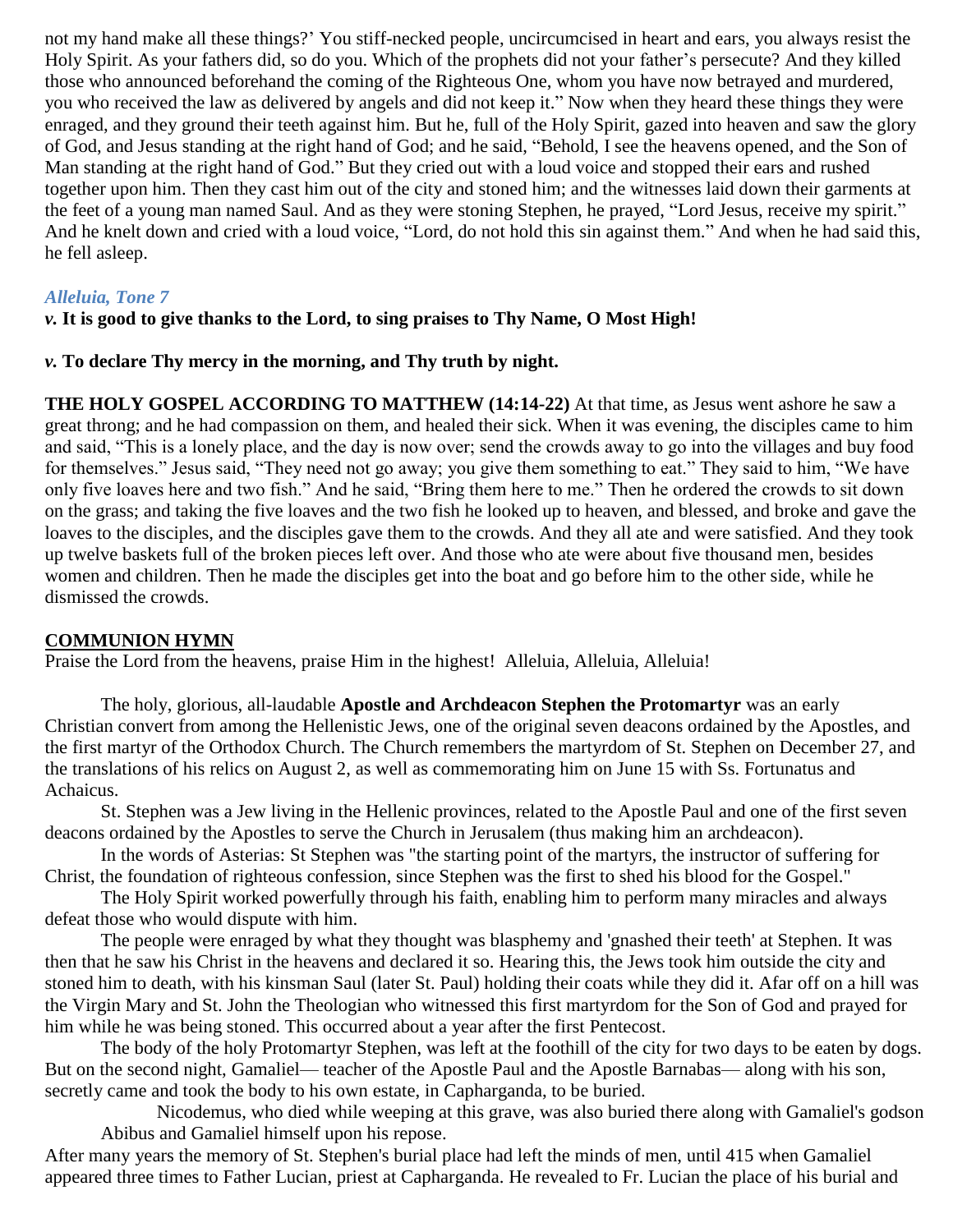not my hand make all these things?' You stiff-necked people, uncircumcised in heart and ears, you always resist the Holy Spirit. As your fathers did, so do you. Which of the prophets did not your father's persecute? And they killed those who announced beforehand the coming of the Righteous One, whom you have now betrayed and murdered, you who received the law as delivered by angels and did not keep it." Now when they heard these things they were enraged, and they ground their teeth against him. But he, full of the Holy Spirit, gazed into heaven and saw the glory of God, and Jesus standing at the right hand of God; and he said, "Behold, I see the heavens opened, and the Son of Man standing at the right hand of God." But they cried out with a loud voice and stopped their ears and rushed together upon him. Then they cast him out of the city and stoned him; and the witnesses laid down their garments at the feet of a young man named Saul. And as they were stoning Stephen, he prayed, "Lord Jesus, receive my spirit." And he knelt down and cried with a loud voice, "Lord, do not hold this sin against them." And when he had said this, he fell asleep.

*Alleluia, Tone 7*

***v.* It is good to give thanks to the Lord, to sing praises to Thy Name, O Most High!**

***v.* To declare Thy mercy in the morning, and Thy truth by night.**

**THE HOLY GOSPEL ACCORDING TO MATTHEW (14:14-22)** At that time, as Jesus went ashore he saw a great throng; and he had compassion on them, and healed their sick. When it was evening, the disciples came to him and said, "This is a lonely place, and the day is now over; send the crowds away to go into the villages and buy food for themselves." Jesus said, "They need not go away; you give them something to eat." They said to him, "We have only five loaves here and two fish." And he said, "Bring them here to me." Then he ordered the crowds to sit down on the grass; and taking the five loaves and the two fish he looked up to heaven, and blessed, and broke and gave the loaves to the disciples, and the disciples gave them to the crowds. And they all ate and were satisfied. And they took up twelve baskets full of the broken pieces left over. And those who ate were about five thousand men, besides women and children. Then he made the disciples get into the boat and go before him to the other side, while he dismissed the crowds.

**COMMUNION HYMN**

Praise the Lord from the heavens, praise Him in the highest! Alleluia, Alleluia, Alleluia!

The holy, glorious, all-laudable **Apostle and Archdeacon Stephen the Protomartyr** was an early Christian convert from among the Hellenistic Jews, one of the original seven deacons ordained by the Apostles, and the first martyr of the Orthodox Church. The Church remembers the martyrdom of St. Stephen on December 27, and the translations of his relics on August 2, as well as commemorating him on June 15 with Ss. Fortunatus and Achaicus.

St. Stephen was a Jew living in the Hellenic provinces, related to the Apostle Paul and one of the first seven deacons ordained by the Apostles to serve the Church in Jerusalem (thus making him an archdeacon).

In the words of Asterias: St Stephen was "the starting point of the martyrs, the instructor of suffering for Christ, the foundation of righteous confession, since Stephen was the first to shed his blood for the Gospel."

The Holy Spirit worked powerfully through his faith, enabling him to perform many miracles and always defeat those who would dispute with him.

The people were enraged by what they thought was blasphemy and 'gnashed their teeth' at Stephen. It was then that he saw his Christ in the heavens and declared it so. Hearing this, the Jews took him outside the city and stoned him to death, with his kinsman Saul (later St. Paul) holding their coats while they did it. Afar off on a hill was the Virgin Mary and St. John the Theologian who witnessed this first martyrdom for the Son of God and prayed for him while he was being stoned. This occurred about a year after the first Pentecost.

The body of the holy Protomartyr Stephen, was left at the foothill of the city for two days to be eaten by dogs. But on the second night, Gamaliel— teacher of the Apostle Paul and the Apostle Barnabas— along with his son, secretly came and took the body to his own estate, in Capharganda, to be buried.

Nicodemus, who died while weeping at this grave, was also buried there along with Gamaliel's godson Abibus and Gamaliel himself upon his repose.

After many years the memory of St. Stephen's burial place had left the minds of men, until 415 when Gamaliel appeared three times to Father Lucian, priest at Capharganda. He revealed to Fr. Lucian the place of his burial and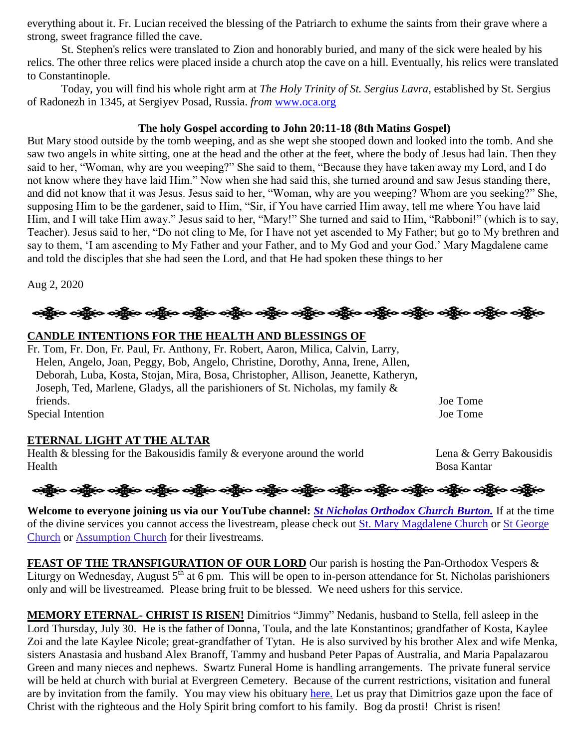everything about it. Fr. Lucian received the blessing of the Patriarch to exhume the saints from their grave where a strong, sweet fragrance filled the cave.

St. Stephen's relics were translated to Zion and honorably buried, and many of the sick were healed by his relics. The other three relics were placed inside a church atop the cave on a hill. Eventually, his relics were translated to Constantinople.

Today, you will find his whole right arm at *The Holy Trinity of St. Sergius Lavra*, established by St. Sergius of Radonezh in 1345, at Sergiyev Posad, Russia. *from* www.oca.org

**The holy Gospel according to John 20:11-18 (8th Matins Gospel)**

But Mary stood outside by the tomb weeping, and as she wept she stooped down and looked into the tomb. And she saw two angels in white sitting, one at the head and the other at the feet, where the body of Jesus had lain. Then they said to her, "Woman, why are you weeping?" She said to them, "Because they have taken away my Lord, and I do not know where they have laid Him." Now when she had said this, she turned around and saw Jesus standing there, and did not know that it was Jesus. Jesus said to her, "Woman, why are you weeping? Whom are you seeking?" She, supposing Him to be the gardener, said to Him, "Sir, if You have carried Him away, tell me where You have laid Him, and I will take Him away." Jesus said to her, "Mary!" She turned and said to Him, "Rabboni!" (which is to say, Teacher). Jesus said to her, "Do not cling to Me, for I have not yet ascended to My Father; but go to My brethren and say to them, 'I am ascending to My Father and your Father, and to My God and your God.' Mary Magdalene came and told the disciples that she had seen the Lord, and that He had spoken these things to her

Aug 2, 2020

**CANDLE INTENTIONS FOR THE HEALTH AND BLESSINGS OF**

Fr. Tom, Fr. Don, Fr. Paul, Fr. Anthony, Fr. Robert, Aaron, Milica, Calvin, Larry, Helen, Angelo, Joan, Peggy, Bob, Angelo, Christine, Dorothy, Anna, Irene, Allen, Deborah, Luba, Kosta, Stojan, Mira, Bosa, Christopher, Allison, Jeanette, Katheryn, Joseph, Ted, Marlene, Gladys, all the parishioners of St. Nicholas, my family & friends. — Joe Tome

Special Intention — Joe Tome

**ETERNAL LIGHT AT THE ALTAR**

Health & blessing for the Bakousidis family & everyone around the world — Lena & Gerry Bakousidis

Health — Bosa Kantar

**Welcome to everyone joining us via our YouTube channel:** ***St Nicholas Orthodox Church Burton.*** If at the time of the divine services you cannot access the livestream, please check out St. Mary Magdalene Church or St George Church or Assumption Church for their livestreams.

**FEAST OF THE TRANSFIGURATION OF OUR LORD** Our parish is hosting the Pan-Orthodox Vespers & Liturgy on Wednesday, August 5th at 6 pm. This will be open to in-person attendance for St. Nicholas parishioners only and will be livestreamed. Please bring fruit to be blessed. We need ushers for this service.

**MEMORY ETERNAL- CHRIST IS RISEN!** Dimitrios "Jimmy" Nedanis, husband to Stella, fell asleep in the Lord Thursday, July 30. He is the father of Donna, Toula, and the late Konstantinos; grandfather of Kosta, Kaylee Zoi and the late Kaylee Nicole; great-grandfather of Tytan. He is also survived by his brother Alex and wife Menka, sisters Anastasia and husband Alex Branoff, Tammy and husband Peter Papas of Australia, and Maria Papalazarou Green and many nieces and nephews. Swartz Funeral Home is handling arrangements. The private funeral service will be held at church with burial at Evergreen Cemetery. Because of the current restrictions, visitation and funeral are by invitation from the family. You may view his obituary here. Let us pray that Dimitrios gaze upon the face of Christ with the righteous and the Holy Spirit bring comfort to his family. Bog da prosti! Christ is risen!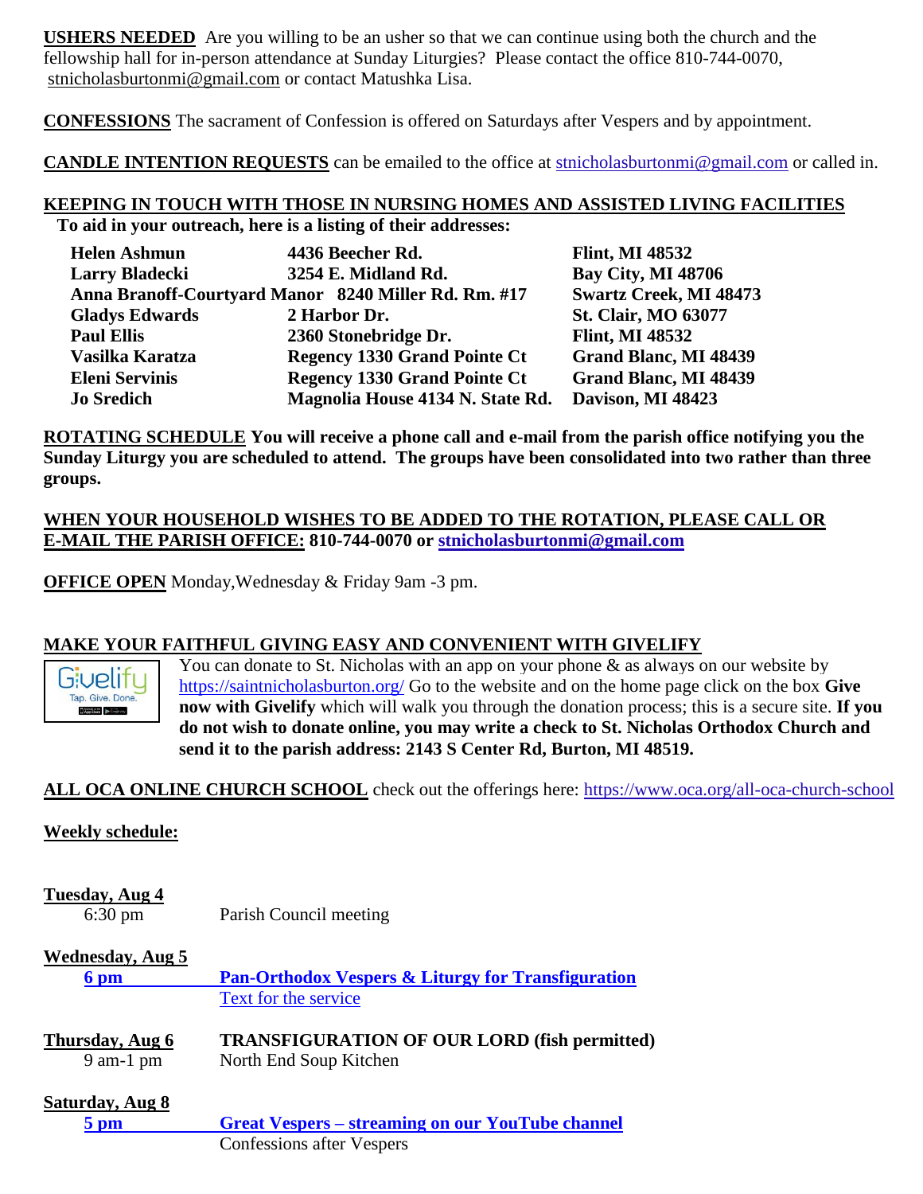**USHERS NEEDED** Are you willing to be an usher so that we can continue using both the church and the fellowship hall for in-person attendance at Sunday Liturgies? Please contact the office 810-744-0070, stnicholasburtonmi@gmail.com or contact Matushka Lisa.

**CONFESSIONS** The sacrament of Confession is offered on Saturdays after Vespers and by appointment.

**CANDLE INTENTION REQUESTS** can be emailed to the office at stnicholasburtonmi@gmail.com or called in.

**KEEPING IN TOUCH WITH THOSE IN NURSING HOMES AND ASSISTED LIVING FACILITIES**
**To aid in your outreach, here is a listing of their addresses:**

| | | |
|---|---|---|
| **Helen Ashmun** | **4436 Beecher Rd.** | **Flint, MI 48532** |
| **Larry Bladecki** | **3254 E. Midland Rd.** | **Bay City, MI 48706** |
| **Anna Branoff-Courtyard Manor** | **8240 Miller Rd. Rm. #17** | **Swartz Creek, MI 48473** |
| **Gladys Edwards** | **2 Harbor Dr.** | **St. Clair, MO 63077** |
| **Paul Ellis** | **2360 Stonebridge Dr.** | **Flint, MI 48532** |
| **Vasilka Karatza** | **Regency 1330 Grand Pointe Ct** | **Grand Blanc, MI 48439** |
| **Eleni Servinis** | **Regency 1330 Grand Pointe Ct** | **Grand Blanc, MI 48439** |
| **Jo Sredich** | **Magnolia House 4134 N. State Rd.** | **Davison, MI 48423** |

**ROTATING SCHEDULE You will receive a phone call and e-mail from the parish office notifying you the Sunday Liturgy you are scheduled to attend. The groups have been consolidated into two rather than three groups.**

**WHEN YOUR HOUSEHOLD WISHES TO BE ADDED TO THE ROTATION, PLEASE CALL OR E-MAIL THE PARISH OFFICE: 810-744-0070 or stnicholasburtonmi@gmail.com**

**OFFICE OPEN** Monday,Wednesday & Friday 9am -3 pm.

**MAKE YOUR FAITHFUL GIVING EASY AND CONVENIENT WITH GIVELIFY**

You can donate to St. Nicholas with an app on your phone & as always on our website by https://saintnicholasburton.org/ Go to the website and on the home page click on the box **Give now with Givelify** which will walk you through the donation process; this is a secure site. **If you do not wish to donate online, you may write a check to St. Nicholas Orthodox Church and send it to the parish address: 2143 S Center Rd, Burton, MI 48519.**

**ALL OCA ONLINE CHURCH SCHOOL** check out the offerings here: https://www.oca.org/all-oca-church-school

**Weekly schedule:**

**Tuesday, Aug 4**
6:30 pm — Parish Council meeting

**Wednesday, Aug 5**
**6 pm** — **Pan-Orthodox Vespers & Liturgy for Transfiguration**
Text for the service

**Thursday, Aug 6** — **TRANSFIGURATION OF OUR LORD (fish permitted)**
9 am-1 pm — North End Soup Kitchen

**Saturday, Aug 8**
**5 pm** — **Great Vespers – streaming on our YouTube channel**
Confessions after Vespers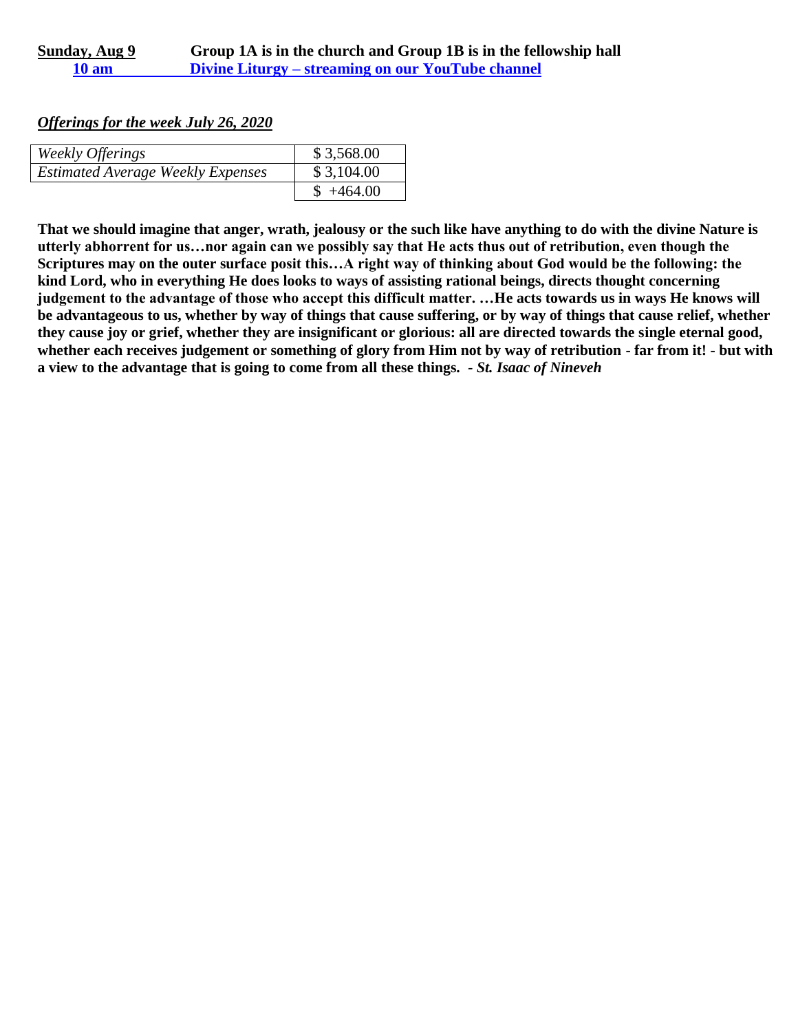**<u>Sunday, Aug 9</u>** **Group 1A is in the church and Group 1B is in the fellowship hall**

**<u>10 am</u>** **<u>Divine Liturgy – streaming on our YouTube channel</u>**

***<u>Offerings for the week July 26, 2020</u>***

| | |
|---|---|
| *Weekly Offerings* | $ 3,568.00 |
| *Estimated Average Weekly Expenses* | $ 3,104.00 |
| | $ +464.00 |

**That we should imagine that anger, wrath, jealousy or the such like have anything to do with the divine Nature is utterly abhorrent for us…nor again can we possibly say that He acts thus out of retribution, even though the Scriptures may on the outer surface posit this…A right way of thinking about God would be the following: the kind Lord, who in everything He does looks to ways of assisting rational beings, directs thought concerning judgement to the advantage of those who accept this difficult matter. …He acts towards us in ways He knows will be advantageous to us, whether by way of things that cause suffering, or by way of things that cause relief, whether they cause joy or grief, whether they are insignificant or glorious: all are directed towards the single eternal good, whether each receives judgement or something of glory from Him not by way of retribution - far from it! - but with a view to the advantage that is going to come from all these things.** - ***St. Isaac of Nineveh***